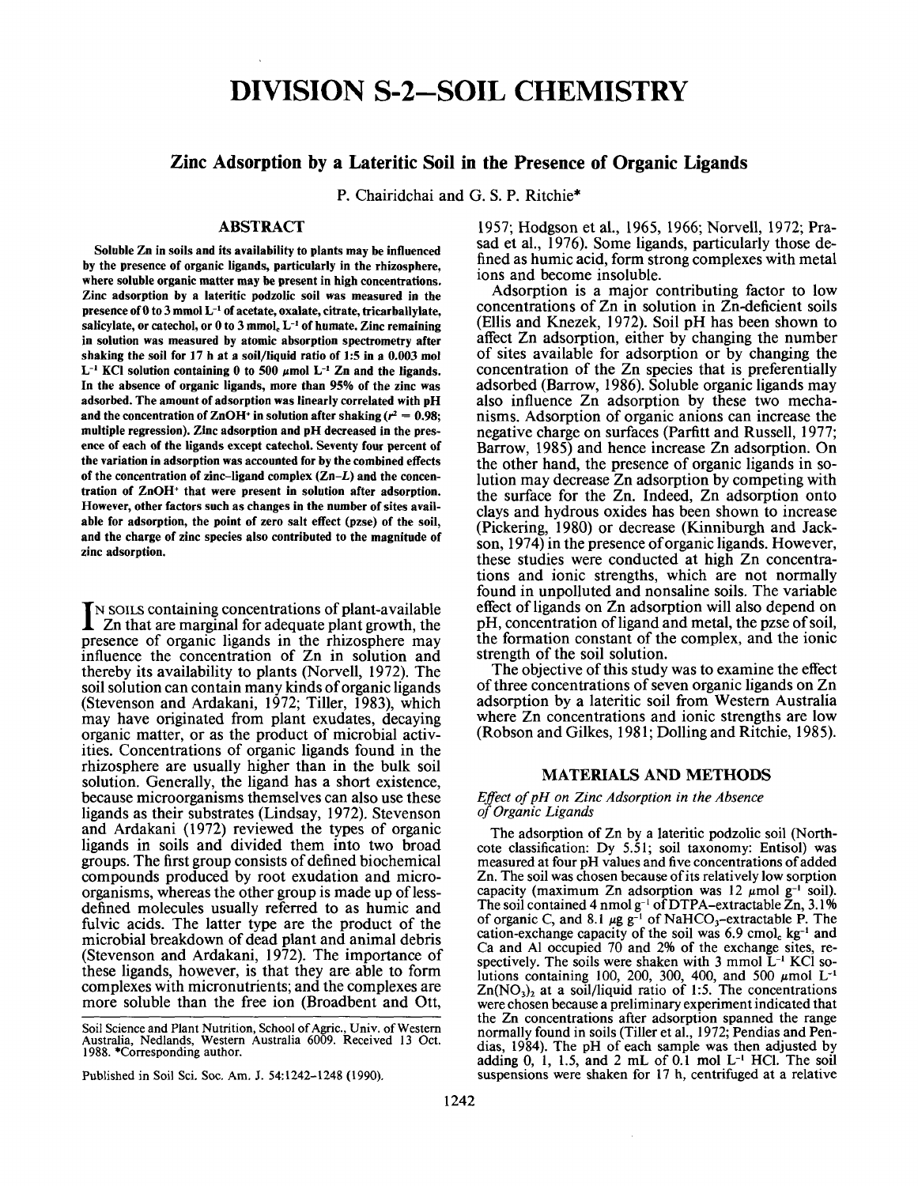# DIVISION S-2—SOIL CHEMISTRY

## Zinc Adsorption by a Lateritic Soil in the Presence of Organic Ligands

P. Chairidchai and G. S. P. Ritchie*

### ABSTRACT

**Soluble Zn in soils and its availability to plants may be influenced by the presence of organic ligands, particularly in the rhizosphere, where soluble organic matter may be present in high concentrations. Zinc adsorption by a lateritic podzolic soil was measured in the presence of 0 to 3 mmol $L^{-1}$ of acetate, oxalate, citrate, tricarballylate, salicylate, or catechol, or 0 to 3 $mmol_c$ $L^{-1}$ of humate. Zinc remaining in solution was measured by atomic absorption spectrometry after shaking the soil for 17 h at a soil/liquid ratio of 1:5 in a 0.003 mol $L^{-1}$ KCl solution containing 0 to 500 $\mu$mol $L^{-1}$ Zn and the ligands. In the absence of organic ligands, more than 95% of the zinc was adsorbed. The amount of adsorption was linearly correlated with pH and the concentration of $ZnOH^+$ in solution after shaking ($r^2$ = 0.98; multiple regression). Zinc adsorption and pH decreased in the presence of each of the ligands except catechol. Seventy four percent of the variation in adsorption was accounted for by the combined effects of the concentration of zinc–ligand complex (Zn–*L*) and the concentration of $ZnOH^+$ that were present in solution after adsorption. However, other factors such as changes in the number of sites available for adsorption, the point of zero salt effect (pzse) of the soil, and the charge of zinc species also contributed to the magnitude of zinc adsorption.**

In soils containing concentrations of plant-available Zn that are marginal for adequate plant growth, the presence of organic ligands in the rhizosphere may influence the concentration of Zn in solution and thereby its availability to plants (Norvell, 1972). The soil solution can contain many kinds of organic ligands (Stevenson and Ardakani, 1972; Tiller, 1983), which may have originated from plant exudates, decaying organic matter, or as the product of microbial activities. Concentrations of organic ligands found in the rhizosphere are usually higher than in the bulk soil solution. Generally, the ligand has a short existence, because microorganisms themselves can also use these ligands as their substrates (Lindsay, 1972). Stevenson and Ardakani (1972) reviewed the types of organic ligands in soils and divided them into two broad groups. The first group consists of defined biochemical compounds produced by root exudation and microorganisms, whereas the other group is made up of less-defined molecules usually referred to as humic and fulvic acids. The latter type are the product of the microbial breakdown of dead plant and animal debris (Stevenson and Ardakani, 1972). The importance of these ligands, however, is that they are able to form complexes with micronutrients; and the complexes are more soluble than the free ion (Broadbent and Ott, 1957; Hodgson et al., 1965, 1966; Norvell, 1972; Prasad et al., 1976). Some ligands, particularly those defined as humic acid, form strong complexes with metal ions and become insoluble.

Adsorption is a major contributing factor to low concentrations of Zn in solution in Zn-deficient soils (Ellis and Knezek, 1972). Soil pH has been shown to affect Zn adsorption, either by changing the number of sites available for adsorption or by changing the concentration of the Zn species that is preferentially adsorbed (Barrow, 1986). Soluble organic ligands may also influence Zn adsorption by these two mechanisms. Adsorption of organic anions can increase the negative charge on surfaces (Parfitt and Russell, 1977; Barrow, 1985) and hence increase Zn adsorption. On the other hand, the presence of organic ligands in solution may decrease Zn adsorption by competing with the surface for the Zn. Indeed, Zn adsorption onto clays and hydrous oxides has been shown to increase (Pickering, 1980) or decrease (Kinniburgh and Jackson, 1974) in the presence of organic ligands. However, these studies were conducted at high Zn concentrations and ionic strengths, which are not normally found in unpolluted and nonsaline soils. The variable effect of ligands on Zn adsorption will also depend on pH, concentration of ligand and metal, the pzse of soil, the formation constant of the complex, and the ionic strength of the soil solution.

The objective of this study was to examine the effect of three concentrations of seven organic ligands on Zn adsorption by a lateritic soil from Western Australia where Zn concentrations and ionic strengths are low (Robson and Gilkes, 1981; Dolling and Ritchie, 1985).

### MATERIALS AND METHODS

#### *Effect of pH on Zinc Adsorption in the Absence of Organic Ligands*

The adsorption of Zn by a lateritic podzolic soil (Northcote classification: Dy 5.51; soil taxonomy: Entisol) was measured at four pH values and five concentrations of added Zn. The soil was chosen because of its relatively low sorption capacity (maximum Zn adsorption was 12 $\mu$mol $g^{-1}$ soil). The soil contained 4 nmol $g^{-1}$ of DTPA-extractable Zn, 3.1% of organic C, and 8.1 $\mu$g $g^{-1}$ of $NaHCO_3$-extractable P. The cation-exchange capacity of the soil was 6.9 $cmol_c$ $kg^{-1}$ and Ca and Al occupied 70 and 2% of the exchange sites, respectively. The soils were shaken with 3 mmol $L^{-1}$ KCl solutions containing 100, 200, 300, 400, and 500 $\mu$mol $L^{-1}$ $Zn(NO_3)_2$ at a soil/liquid ratio of 1:5. The concentrations were chosen because a preliminary experiment indicated that the Zn concentrations after adsorption spanned the range normally found in soils (Tiller et al., 1972; Pendias and Pendias, 1984). The pH of each sample was then adjusted by adding 0, 1, 1.5, and 2 mL of 0.1 mol $L^{-1}$ HCl. The soil suspensions were shaken for 17 h, centrifuged at a relative

Soil Science and Plant Nutrition, School of Agric., Univ. of Western Australia, Nedlands, Western Australia 6009. Received 13 Oct. 1988. *Corresponding author.

Published in Soil Sci. Soc. Am. J. 54:1242–1248 (1990).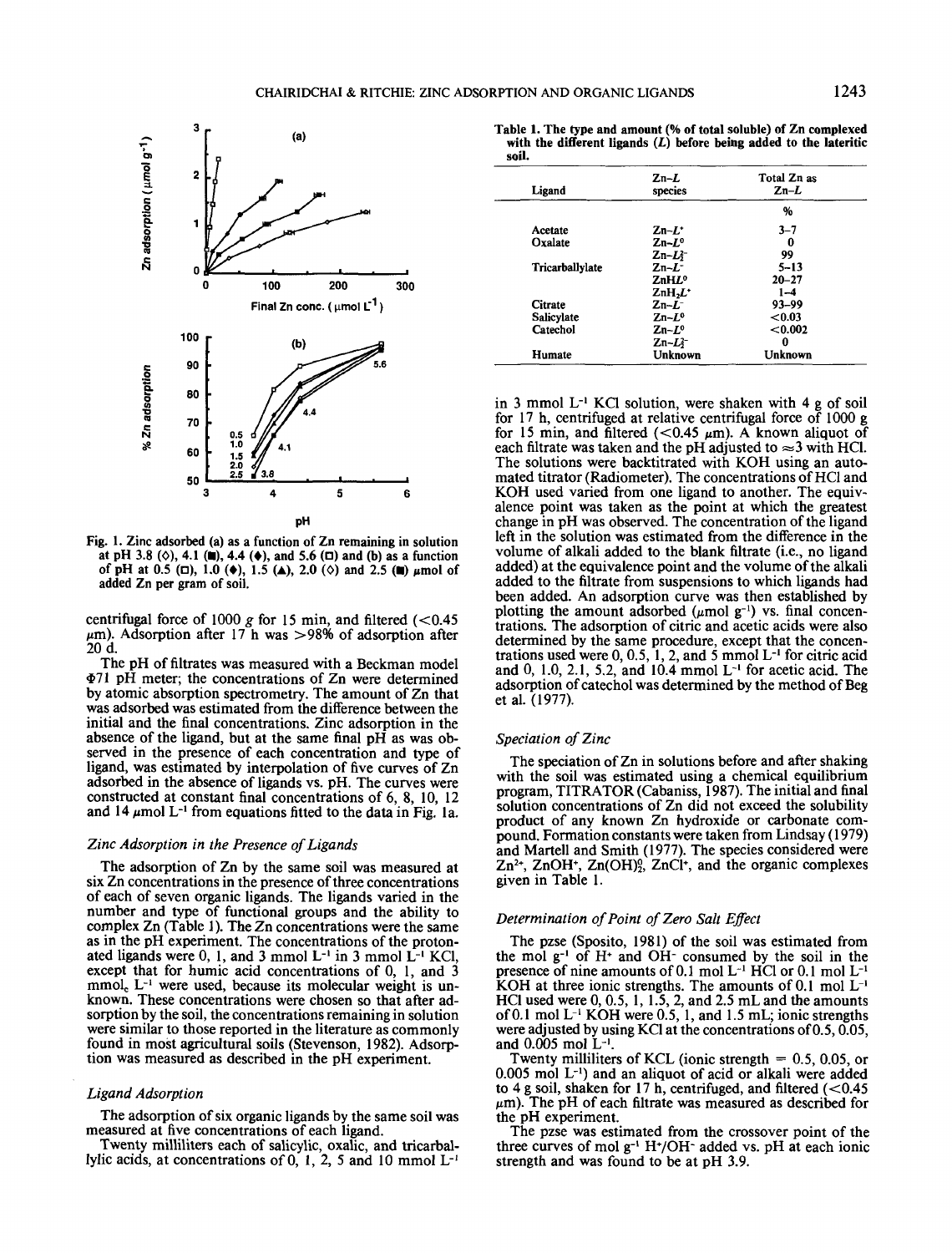Fig. 1. Zinc adsorbed (a) as a function of Zn remaining in solution at pH 3.8 (◇), 4.1 (■), 4.4 (◆), and 5.6 (□) and (b) as a function of pH at 0.5 (□), 1.0 (◆), 1.5 (▲), 2.0 (◇) and 2.5 (■) μmol of added Zn per gram of soil.

centrifugal force of 1000 *g* for 15 min, and filtered (<0.45 μm). Adsorption after 17 h was >98% of adsorption after 20 d.

The pH of filtrates was measured with a Beckman model Φ71 pH meter; the concentrations of Zn were determined by atomic absorption spectrometry. The amount of Zn that was adsorbed was estimated from the difference between the initial and the final concentrations. Zinc adsorption in the absence of the ligand, but at the same final pH as was observed in the presence of each concentration and type of ligand, was estimated by interpolation of five curves of Zn adsorbed in the absence of ligands vs. pH. The curves were constructed at constant final concentrations of 6, 8, 10, 12 and 14 μmol $L^{-1}$ from equations fitted to the data in Fig. 1a.

### *Zinc Adsorption in the Presence of Ligands*

The adsorption of Zn by the same soil was measured at six Zn concentrations in the presence of three concentrations of each of seven organic ligands. The ligands varied in the number and type of functional groups and the ability to complex Zn (Table 1). The Zn concentrations were the same as in the pH experiment. The concentrations of the protonated ligands were 0, 1, and 3 mmol $L^{-1}$ in 3 mmol $L^{-1}$ KCl, except that for humic acid concentrations of 0, 1, and 3 $mmol_c$ $L^{-1}$ were used, because its molecular weight is unknown. These concentrations were chosen so that after adsorption by the soil, the concentrations remaining in solution were similar to those reported in the literature as commonly found in most agricultural soils (Stevenson, 1982). Adsorption was measured as described in the pH experiment.

### *Ligand Adsorption*

The adsorption of six organic ligands by the same soil was measured at five concentrations of each ligand.

Twenty milliliters each of salicylic, oxalic, and tricarballylic acids, at concentrations of 0, 1, 2, 5 and 10 mmol $L^{-1}$ in 3 mmol $L^{-1}$ KCl solution, were shaken with 4 g of soil for 17 h, centrifuged at relative centrifugal force of 1000 g for 15 min, and filtered (<0.45 μm). A known aliquot of each filtrate was taken and the pH adjusted to ≈3 with HCl. The solutions were backtitrated with KOH using an automated titrator (Radiometer). The concentrations of HCl and KOH used varied from one ligand to another. The equivalence point was taken as the point at which the greatest change in pH was observed. The concentration of the ligand left in the solution was estimated from the difference in the volume of alkali added to the blank filtrate (i.e., no ligand added) at the equivalence point and the volume of the alkali added to the filtrate from suspensions to which ligands had been added. An adsorption curve was then established by plotting the amount adsorbed (μmol $g^{-1}$) vs. final concentrations. The adsorption of citric and acetic acids were also determined by the same procedure, except that the concentrations used were 0, 0.5, 1, 2, and 5 mmol $L^{-1}$ for citric acid and 0, 1.0, 2.1, 5.2, and 10.4 mmol $L^{-1}$ for acetic acid. The adsorption of catechol was determined by the method of Beg et al. (1977).

Table 1. The type and amount (% of total soluble) of Zn complexed with the different ligands (*L*) before being added to the lateritic soil.

| Ligand | Zn–*L* species | Total Zn as Zn–*L* |
|---|---|---|
| | | % |
| Acetate | $Zn{-}L^{+}$ | 3–7 |
| Oxalate | $Zn{-}L^{0}$ | 0 |
| | $Zn{-}L_2^{2-}$ | 99 |
| Tricarballylate | $Zn{-}L^{-}$ | 5–13 |
| | $ZnHL^{0}$ | 20–27 |
| | $ZnH_2L^{+}$ | 1–4 |
| Citrate | $Zn{-}L^{-}$ | 93–99 |
| Salicylate | $Zn{-}L^{0}$ | <0.03 |
| Catechol | $Zn{-}L^{0}$ | <0.002 |
| | $Zn{-}L_2^{2-}$ | 0 |
| Humate | Unknown | Unknown |

### *Speciation of Zinc*

The speciation of Zn in solutions before and after shaking with the soil was estimated using a chemical equilibrium program, TITRATOR (Cabaniss, 1987). The initial and final solution concentrations of Zn did not exceed the solubility product of any known Zn hydroxide or carbonate compound. Formation constants were taken from Lindsay (1979) and Martell and Smith (1977). The species considered were $Zn^{2+}$, $ZnOH^{+}$, $Zn(OH)_2^{0}$, $ZnCl^{+}$, and the organic complexes given in Table 1.

### *Determination of Point of Zero Salt Effect*

The pzse (Sposito, 1981) of the soil was estimated from the mol $g^{-1}$ of $H^{+}$ and $OH^{-}$ consumed by the soil in the presence of nine amounts of 0.1 mol $L^{-1}$ HCl or 0.1 mol $L^{-1}$ KOH at three ionic strengths. The amounts of 0.1 mol $L^{-1}$ HCl used were 0, 0.5, 1, 1.5, 2, and 2.5 mL and the amounts of 0.1 mol $L^{-1}$ KOH were 0.5, 1, and 1.5 mL; ionic strengths were adjusted by using KCl at the concentrations of 0.5, 0.05, and 0.005 mol $L^{-1}$.

Twenty milliliters of KCL (ionic strength = 0.5, 0.05, or 0.005 mol $L^{-1}$) and an aliquot of acid or alkali were added to 4 g soil, shaken for 17 h, centrifuged, and filtered (<0.45 μm). The pH of each filtrate was measured as described for the pH experiment.

The pzse was estimated from the crossover point of the three curves of mol $g^{-1}$ $H^{+}/OH^{-}$ added vs. pH at each ionic strength and was found to be at pH 3.9.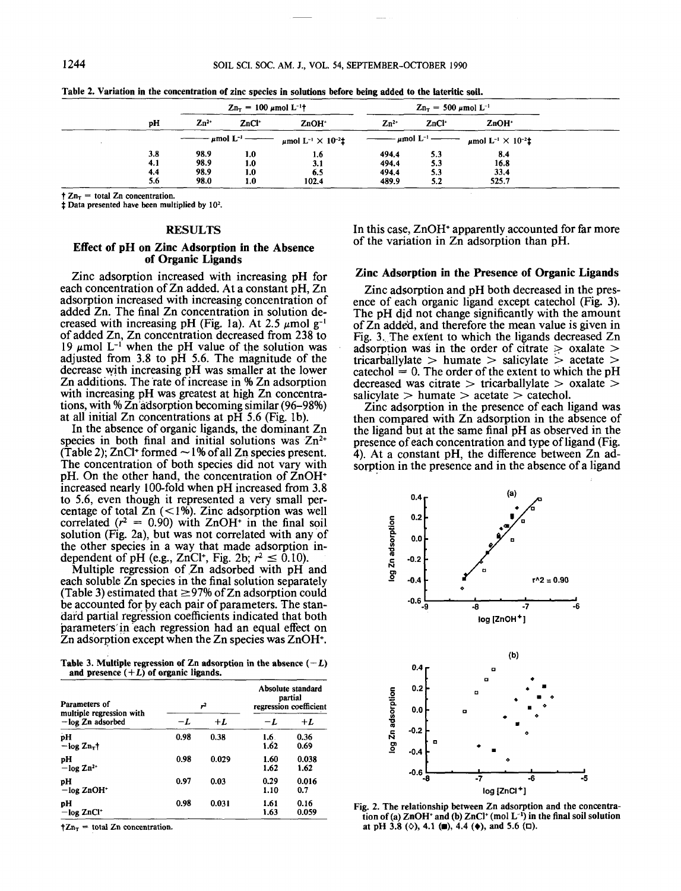Table 2. Variation in the concentration of zinc species in solutions before being added to the lateritic soil.

| pH | $Zn_T$ = 100 μmol $L^{-1}$† | | | $Zn_T$ = 500 μmol $L^{-1}$ | | |
|---|---|---|---|---|---|---|
| | $Zn^{2+}$ | $ZnCl^+$ | $ZnOH^+$ | $Zn^{2+}$ | $ZnCl^+$ | $ZnOH^+$ |
| | μmol $L^{-1}$ | | μmol $L^{-1}$ × $10^{-2}$‡ | μmol $L^{-1}$ | | μmol $L^{-1}$ × $10^{-2}$‡ |
| 3.8 | 98.9 | 1.0 | 1.6 | 494.4 | 5.3 | 8.4 |
| 4.1 | 98.9 | 1.0 | 3.1 | 494.4 | 5.3 | 16.8 |
| 4.4 | 98.9 | 1.0 | 6.5 | 494.4 | 5.3 | 33.4 |
| 5.6 | 98.0 | 1.0 | 102.4 | 489.9 | 5.2 | 525.7 |

† $Zn_T$ = total Zn concentration.
‡ Data presented have been multiplied by $10^2$.

## RESULTS

### Effect of pH on Zinc Adsorption in the Absence of Organic Ligands

Zinc adsorption increased with increasing pH for each concentration of Zn added. At a constant pH, Zn adsorption increased with increasing concentration of added Zn. The final Zn concentration in solution decreased with increasing pH (Fig. 1a). At 2.5 μmol $g^{-1}$ of added Zn, Zn concentration decreased from 238 to 19 μmol $L^{-1}$ when the pH value of the solution was adjusted from 3.8 to pH 5.6. The magnitude of the decrease with increasing pH was smaller at the lower Zn additions. The rate of increase in % Zn adsorption with increasing pH was greatest at high Zn concentrations, with % Zn adsorption becoming similar (96–98%) at all initial Zn concentrations at pH 5.6 (Fig. 1b).

In the absence of organic ligands, the dominant Zn species in both final and initial solutions was $Zn^{2+}$ (Table 2); $ZnCl^+$ formed ~1% of all Zn species present. The concentration of both species did not vary with pH. On the other hand, the concentration of $ZnOH^+$ increased nearly 100-fold when pH increased from 3.8 to 5.6, even though it represented a very small percentage of total Zn (<1%). Zinc adsorption was well correlated ($r^2$ = 0.90) with $ZnOH^+$ in the final soil solution (Fig. 2a), but was not correlated with any of the other species in a way that made adsorption independent of pH (e.g., $ZnCl^+$, Fig. 2b; $r^2 \leq 0.10$).

Multiple regression of Zn adsorbed with pH and each soluble Zn species in the final solution separately (Table 3) estimated that ≥97% of Zn adsorption could be accounted for by each pair of parameters. The standard partial regression coefficients indicated that both parameters in each regression had an equal effect on Zn adsorption except when the Zn species was $ZnOH^+$.

Table 3. Multiple regression of Zn adsorption in the absence (−L) and presence (+L) of organic ligands.

| Parameters of multiple regression with −log Zn adsorbed | $r^2$ | | Absolute standard partial regression coefficient | |
|---|---|---|---|---|
| | −L | +L | −L | +L |
| pH | 0.98 | 0.38 | 1.6 | 0.36 |
| −log $Zn_T$† | | | 1.62 | 0.69 |
| pH | 0.98 | 0.029 | 1.60 | 0.038 |
| −log $Zn^{2+}$ | | | 1.62 | 1.62 |
| pH | 0.97 | 0.03 | 0.29 | 0.016 |
| −log $ZnOH^+$ | | | 1.10 | 0.7 |
| pH | 0.98 | 0.031 | 1.61 | 0.16 |
| −log $ZnCl^+$ | | | 1.63 | 0.059 |

†$Zn_T$ = total Zn concentration.

In this case, $ZnOH^+$ apparently accounted for far more of the variation in Zn adsorption than pH.

### Zinc Adsorption in the Presence of Organic Ligands

Zinc adsorption and pH both decreased in the presence of each organic ligand except catechol (Fig. 3). The pH did not change significantly with the amount of Zn added, and therefore the mean value is given in Fig. 3. The extent to which the ligands decreased Zn adsorption was in the order of citrate ≥ oxalate > tricarballylate > humate > salicylate ≥ acetate > catechol = 0. The order of the extent to which the pH decreased was citrate > tricarballylate > oxalate > salicylate > humate > acetate > catechol.

Zinc adsorption in the presence of each ligand was then compared with Zn adsorption in the absence of the ligand but at the same final pH as observed in the presence of each concentration and type of ligand (Fig. 4). At a constant pH, the difference between Zn adsorption in the presence and in the absence of a ligand

Fig. 2. The relationship between Zn adsorption and the concentration of (a) $ZnOH^+$ and (b) $ZnCl^+$ (mol $L^{-1}$) in the final soil solution at pH 3.8 (◇), 4.1 (■), 4.4 (♦), and 5.6 (□).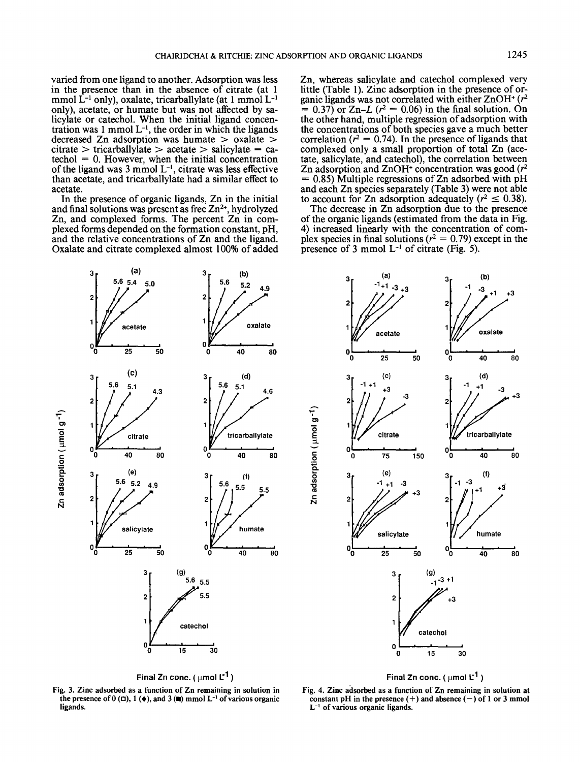varied from one ligand to another. Adsorption was less in the presence than in the absence of citrate (at 1 mmol $L^{-1}$ only), oxalate, tricarballylate (at 1 mmol $L^{-1}$ only), acetate, or humate but was not affected by salicylate or catechol. When the initial ligand concentration was 1 mmol $L^{-1}$, the order in which the ligands decreased Zn adsorption was humate > oxalate > citrate > tricarballylate > acetate > salicylate = catechol = 0. However, when the initial concentration of the ligand was 3 mmol $L^{-1}$, citrate was less effective than acetate, and tricarballylate had a similar effect to acetate.

In the presence of organic ligands, Zn in the initial and final solutions was present as free $Zn^{2+}$, hydrolyzed Zn, and complexed forms. The percent Zn in complexed forms depended on the formation constant, pH, and the relative concentrations of Zn and the ligand. Oxalate and citrate complexed almost 100% of added Zn, whereas salicylate and catechol complexed very little (Table 1). Zinc adsorption in the presence of organic ligands was not correlated with either $ZnOH^+$ ($r^2$ = 0.37) or Zn-*L* ($r^2$ = 0.06) in the final solution. On the other hand, multiple regression of adsorption with the concentrations of both species gave a much better correlation ($r^2$ = 0.74). In the presence of ligands that complexed only a small proportion of total Zn (acetate, salicylate, and catechol), the correlation between Zn adsorption and $ZnOH^+$ concentration was good ($r^2$ = 0.85) Multiple regressions of Zn adsorbed with pH and each Zn species separately (Table 3) were not able to account for Zn adsorption adequately ($r^2 \leq 0.38$).

The decrease in Zn adsorption due to the presence of the organic ligands (estimated from the data in Fig. 4) increased linearly with the concentration of complex species in final solutions ($r^2$ = 0.79) except in the presence of 3 mmol $L^{-1}$ of citrate (Fig. 5).

Fig. 3. Zinc adsorbed as a function of Zn remaining in solution in the presence of 0 (□), 1 (♦), and 3 (■) mmol $L^{-1}$ of various organic ligands.

Fig. 4. Zinc adsorbed as a function of Zn remaining in solution at constant pH in the presence (+) and absence (−) of 1 or 3 mmol $L^{-1}$ of various organic ligands.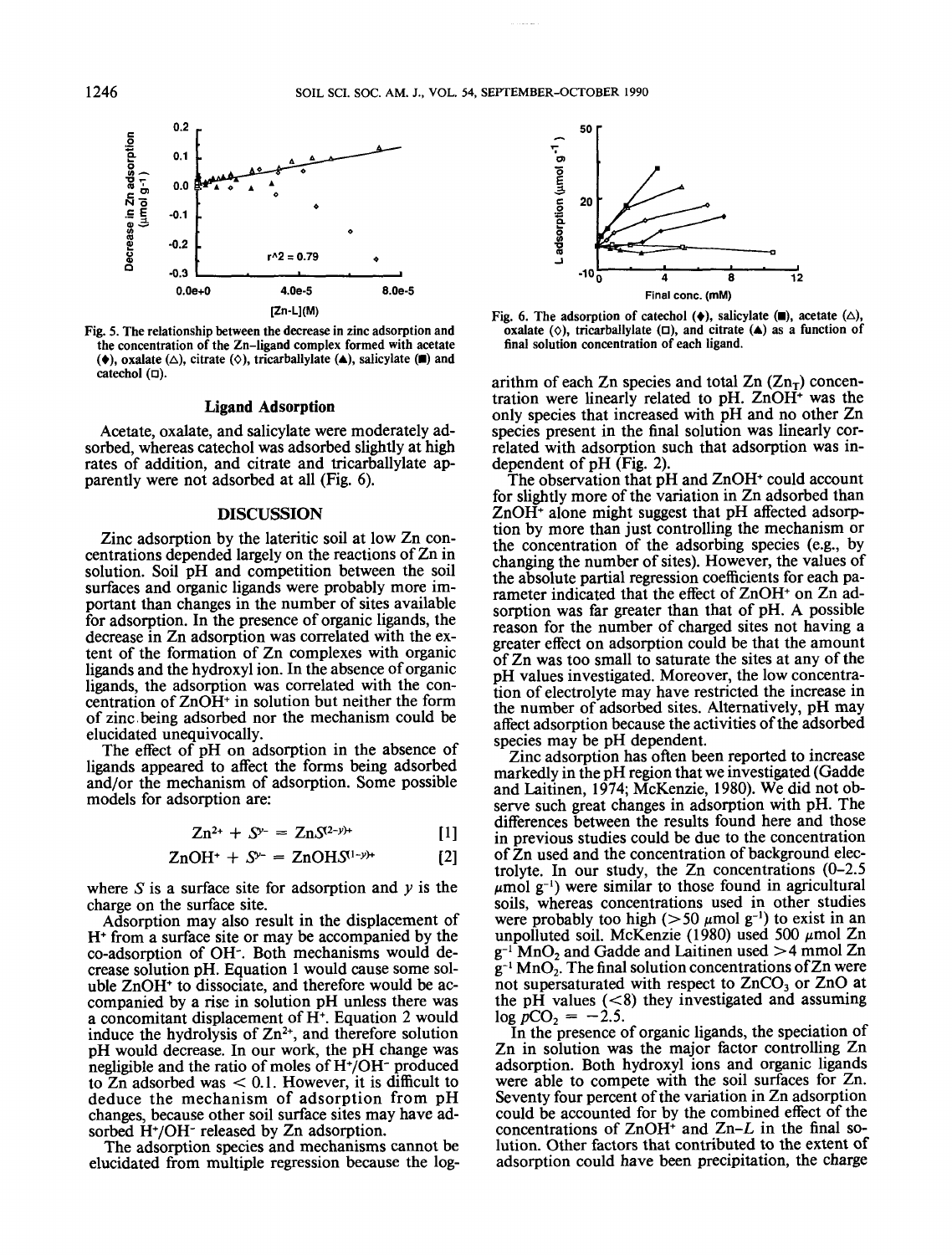Fig. 5. The relationship between the decrease in zinc adsorption and the concentration of the Zn–ligand complex formed with acetate (♦), oxalate (△), citrate (◇), tricarballylate (▲), salicylate (■) and catechol (□).

Fig. 6. The adsorption of catechol (♦), salicylate (■), acetate (△), oxalate (◇), tricarballylate (□), and citrate (▲) as a function of final solution concentration of each ligand.

### Ligand Adsorption

Acetate, oxalate, and salicylate were moderately adsorbed, whereas catechol was adsorbed slightly at high rates of addition, and citrate and tricarballylate apparently were not adsorbed at all (Fig. 6).

## DISCUSSION

Zinc adsorption by the lateritic soil at low Zn concentrations depended largely on the reactions of Zn in solution. Soil pH and competition between the soil surfaces and organic ligands were probably more important than changes in the number of sites available for adsorption. In the presence of organic ligands, the decrease in Zn adsorption was correlated with the extent of the formation of Zn complexes with organic ligands and the hydroxyl ion. In the absence of organic ligands, the adsorption was correlated with the concentration of $ZnOH^+$ in solution but neither the form of zinc being adsorbed nor the mechanism could be elucidated unequivocally.

The effect of pH on adsorption in the absence of ligands appeared to affect the forms being adsorbed and/or the mechanism of adsorption. Some possible models for adsorption are:

$$Zn^{2+} + S^{y-} = ZnS^{(2-y)+} \quad [1]$$

$$ZnOH^+ + S^{y-} = ZnOHS^{(1-y)+} \quad [2]$$

where $S$ is a surface site for adsorption and $y$ is the charge on the surface site.

Adsorption may also result in the displacement of $H^+$ from a surface site or may be accompanied by the co-adsorption of $OH^-$. Both mechanisms would decrease solution pH. Equation 1 would cause some soluble $ZnOH^+$ to dissociate, and therefore would be accompanied by a rise in solution pH unless there was a concomitant displacement of $H^+$. Equation 2 would induce the hydrolysis of $Zn^{2+}$, and therefore solution pH would decrease. In our work, the pH change was negligible and the ratio of moles of $H^+/OH^-$ produced to Zn adsorbed was < 0.1. However, it is difficult to deduce the mechanism of adsorption from pH changes, because other soil surface sites may have adsorbed $H^+/OH^-$ released by Zn adsorption.

The adsorption species and mechanisms cannot be elucidated from multiple regression because the logarithm of each Zn species and total Zn ($Zn_T$) concentration were linearly related to pH. $ZnOH^+$ was the only species that increased with pH and no other Zn species present in the final solution was linearly correlated with adsorption such that adsorption was independent of pH (Fig. 2).

The observation that pH and $ZnOH^+$ could account for slightly more of the variation in Zn adsorbed than $ZnOH^+$ alone might suggest that pH affected adsorption by more than just controlling the mechanism or the concentration of the adsorbing species (e.g., by changing the number of sites). However, the values of the absolute partial regression coefficients for each parameter indicated that the effect of $ZnOH^+$ on Zn adsorption was far greater than that of pH. A possible reason for the number of charged sites not having a greater effect on adsorption could be that the amount of Zn was too small to saturate the sites at any of the pH values investigated. Moreover, the low concentration of electrolyte may have restricted the increase in the number of adsorbed sites. Alternatively, pH may affect adsorption because the activities of the adsorbed species may be pH dependent.

Zinc adsorption has often been reported to increase markedly in the pH region that we investigated (Gadde and Laitinen, 1974; McKenzie, 1980). We did not observe such great changes in adsorption with pH. The differences between the results found here and those in previous studies could be due to the concentration of Zn used and the concentration of background electrolyte. In our study, the Zn concentrations (0–2.5 $\mu$mol g$^{-1}$) were similar to those found in agricultural soils, whereas concentrations used in other studies were probably too high (>50 $\mu$mol g$^{-1}$) to exist in an unpolluted soil. McKenzie (1980) used 500 $\mu$mol Zn g$^{-1}$ $MnO_2$ and Gadde and Laitinen used >4 mmol Zn g$^{-1}$ $MnO_2$. The final solution concentrations of Zn were not supersaturated with respect to $ZnCO_3$ or ZnO at the pH values (<8) they investigated and assuming $\log pCO_2 = -2.5$.

In the presence of organic ligands, the speciation of Zn in solution was the major factor controlling Zn adsorption. Both hydroxyl ions and organic ligands were able to compete with the soil surfaces for Zn. Seventy four percent of the variation in Zn adsorption could be accounted for by the combined effect of the concentrations of $ZnOH^+$ and $Zn$–$L$ in the final solution. Other factors that contributed to the extent of adsorption could have been precipitation, the charge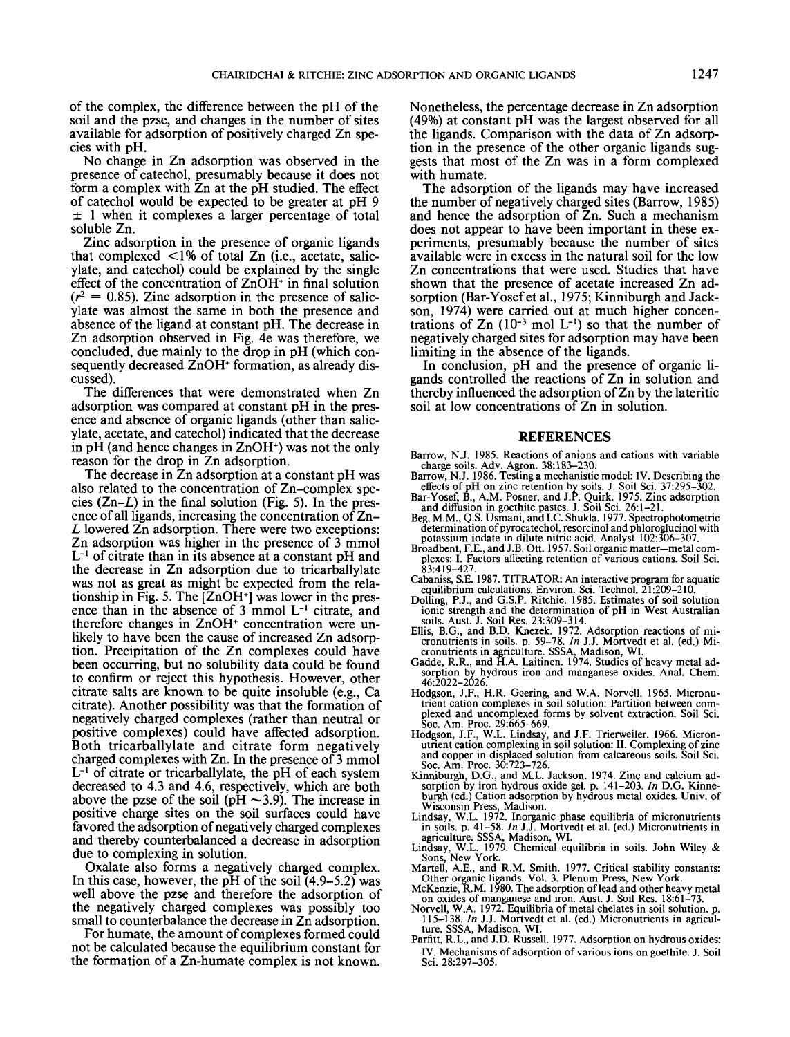of the complex, the difference between the pH of the soil and the pzse, and changes in the number of sites available for adsorption of positively charged Zn species with pH.

No change in Zn adsorption was observed in the presence of catechol, presumably because it does not form a complex with Zn at the pH studied. The effect of catechol would be expected to be greater at pH 9 ± 1 when it complexes a larger percentage of total soluble Zn.

Zinc adsorption in the presence of organic ligands that complexed <1% of total Zn (i.e., acetate, salicylate, and catechol) could be explained by the single effect of the concentration of $ZnOH^+$ in final solution ($r^2 = 0.85$). Zinc adsorption in the presence of salicylate was almost the same in both the presence and absence of the ligand at constant pH. The decrease in Zn adsorption observed in Fig. 4e was therefore, we concluded, due mainly to the drop in pH (which consequently decreased $ZnOH^+$ formation, as already discussed).

The differences that were demonstrated when Zn adsorption was compared at constant pH in the presence and absence of organic ligands (other than salicylate, acetate, and catechol) indicated that the decrease in pH (and hence changes in $ZnOH^+$) was not the only reason for the drop in Zn adsorption.

The decrease in Zn adsorption at a constant pH was also related to the concentration of Zn–complex species (Zn–$L$) in the final solution (Fig. 5). In the presence of all ligands, increasing the concentration of Zn–$L$ lowered Zn adsorption. There were two exceptions: Zn adsorption was higher in the presence of 3 mmol $L^{-1}$ of citrate than in its absence at a constant pH and the decrease in Zn adsorption due to tricarballylate was not as great as might be expected from the relationship in Fig. 5. The [$ZnOH^+$] was lower in the presence than in the absence of 3 mmol $L^{-1}$ citrate, and therefore changes in $ZnOH^+$ concentration were unlikely to have been the cause of increased Zn adsorption. Precipitation of the Zn complexes could have been occurring, but no solubility data could be found to confirm or reject this hypothesis. However, other citrate salts are known to be quite insoluble (e.g., Ca citrate). Another possibility was that the formation of negatively charged complexes (rather than neutral or positive complexes) could have affected adsorption. Both tricarballylate and citrate form negatively charged complexes with Zn. In the presence of 3 mmol $L^{-1}$ of citrate or tricarballylate, the pH of each system decreased to 4.3 and 4.6, respectively, which are both above the pzse of the soil (pH ~3.9). The increase in positive charge sites on the soil surfaces could have favored the adsorption of negatively charged complexes and thereby counterbalanced a decrease in adsorption due to complexing in solution.

Oxalate also forms a negatively charged complex. In this case, however, the pH of the soil (4.9–5.2) was well above the pzse and therefore the adsorption of the negatively charged complexes was possibly too small to counterbalance the decrease in Zn adsorption.

For humate, the amount of complexes formed could not be calculated because the equilibrium constant for the formation of a Zn-humate complex is not known. Nonetheless, the percentage decrease in Zn adsorption (49%) at constant pH was the largest observed for all the ligands. Comparison with the data of Zn adsorption in the presence of the other organic ligands suggests that most of the Zn was in a form complexed with humate.

The adsorption of the ligands may have increased the number of negatively charged sites (Barrow, 1985) and hence the adsorption of Zn. Such a mechanism does not appear to have been important in these experiments, presumably because the number of sites available were in excess in the natural soil for the low Zn concentrations that were used. Studies that have shown that the presence of acetate increased Zn adsorption (Bar-Yosef et al., 1975; Kinniburgh and Jackson, 1974) were carried out at much higher concentrations of Zn ($10^{-3}$ mol $L^{-1}$) so that the number of negatively charged sites for adsorption may have been limiting in the absence of the ligands.

In conclusion, pH and the presence of organic ligands controlled the reactions of Zn in solution and thereby influenced the adsorption of Zn by the lateritic soil at low concentrations of Zn in solution.

## REFERENCES

Barrow, N.J. 1985. Reactions of anions and cations with variable charge soils. Adv. Agron. 38:183–230.

Barrow, N.J. 1986. Testing a mechanistic model: IV. Describing the effects of pH on zinc retention by soils. J. Soil Sci. 37:295–302.

Bar-Yosef, B., A.M. Posner, and J.P. Quirk. 1975. Zinc adsorption and diffusion in goethite pastes. J. Soil Sci. 26:1–21.

Beg, M.M., Q.S. Usmani, and I.C. Shukla. 1977. Spectrophotometric determination of pyrocatechol, resorcinol and phloroglucinol with potassium iodate in dilute nitric acid. Analyst 102:306–307.

Broadbent, F.E., and J.B. Ott. 1957. Soil organic matter—metal complexes: I. Factors affecting retention of various cations. Soil Sci. 83:419–427.

Cabaniss, S.E. 1987. TITRATOR: An interactive program for aquatic equilibrium calculations. Environ. Sci. Technol. 21:209–210.

Dolling, P.J., and G.S.P. Ritchie. 1985. Estimates of soil solution ionic strength and the determination of pH in West Australian soils. Aust. J. Soil Res. 23:309–314.

Ellis, B.G., and B.D. Knezek. 1972. Adsorption reactions of micronutrients in soils. p. 59–78. *In* J.J. Mortvedt et al. (ed.) Micronutrients in agriculture. SSSA, Madison, WI.

Gadde, R.R., and H.A. Laitinen. 1974. Studies of heavy metal adsorption by hydrous iron and manganese oxides. Anal. Chem. 46:2022–2026.

Hodgson, J.F., H.R. Geering, and W.A. Norvell. 1965. Micronutrient cation complexes in soil solution: Partition between complexed and uncomplexed forms by solvent extraction. Soil Sci. Soc. Am. Proc. 29:665–669.

Hodgson, J.F., W.L. Lindsay, and J.F. Trierweiler. 1966. Micronutrient cation complexing in soil solution: II. Complexing of zinc and copper in displaced solution from calcareous soils. Soil Sci. Soc. Am. Proc. 30:723–726.

Kinniburgh, D.G., and M.L. Jackson. 1974. Zinc and calcium adsorption by iron hydrous oxide gel. p. 141–203. *In* D.G. Kinneburgh (ed.) Cation adsorption by hydrous metal oxides. Univ. of Wisconsin Press, Madison.

Lindsay, W.L. 1972. Inorganic phase equilibria of micronutrients in soils. p. 41–58. *In* J.J. Mortvedt et al. (ed.) Micronutrients in agriculture. SSSA, Madison, WI.

Lindsay, W.L. 1979. Chemical equilibria in soils. John Wiley & Sons, New York.

Martell, A.E., and R.M. Smith. 1977. Critical stability constants: Other organic ligands. Vol. 3. Plenum Press, New York.

McKenzie, R.M. 1980. The adsorption of lead and other heavy metal on oxides of manganese and iron. Aust. J. Soil Res. 18:61–73.

Norvell, W.A. 1972. Equilibria of metal chelates in soil solution. p. 115–138. *In* J.J. Mortvedt et al. (ed.) Micronutrients in agriculture. SSSA, Madison, WI.

Parfitt, R.L., and J.D. Russell. 1977. Adsorption on hydrous oxides: IV. Mechanisms of adsorption of various ions on goethite. J. Soil Sci. 28:297–305.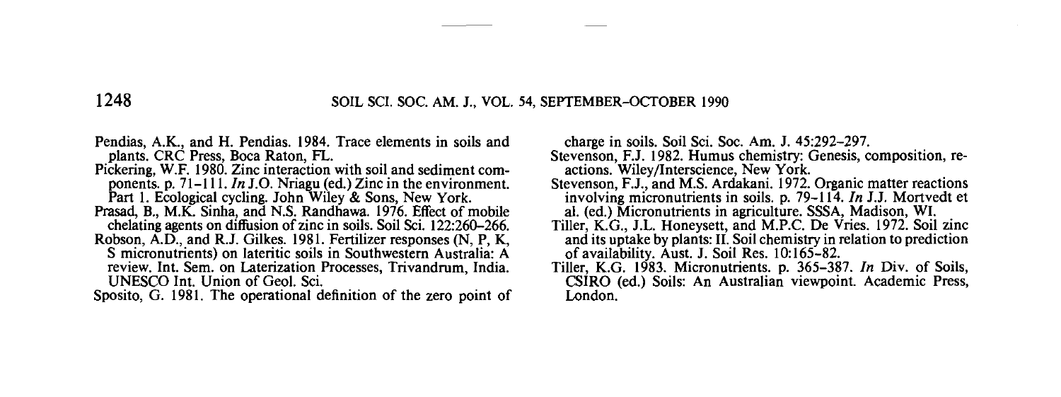Pendias, A.K., and H. Pendias. 1984. Trace elements in soils and plants. CRC Press, Boca Raton, FL.

Pickering, W.F. 1980. Zinc interaction with soil and sediment components. p. 71–111. *In* J.O. Nriagu (ed.) Zinc in the environment. Part 1. Ecological cycling. John Wiley & Sons, New York.

Prasad, B., M.K. Sinha, and N.S. Randhawa. 1976. Effect of mobile chelating agents on diffusion of zinc in soils. Soil Sci. 122:260–266.

Robson, A.D., and R.J. Gilkes. 1981. Fertilizer responses (N, P, K, S micronutrients) on lateritic soils in Southwestern Australia: A review. Int. Sem. on Laterization Processes, Trivandrum, India. UNESCO Int. Union of Geol. Sci.

Sposito, G. 1981. The operational definition of the zero point of charge in soils. Soil Sci. Soc. Am. J. 45:292–297.

Stevenson, F.J. 1982. Humus chemistry: Genesis, composition, reactions. Wiley/Interscience, New York.

Stevenson, F.J., and M.S. Ardakani. 1972. Organic matter reactions involving micronutrients in soils. p. 79–114. *In* J.J. Mortvedt et al. (ed.) Micronutrients in agriculture. SSSA, Madison, WI.

Tiller, K.G., J.L. Honeysett, and M.P.C. De Vries. 1972. Soil zinc and its uptake by plants: II. Soil chemistry in relation to prediction of availability. Aust. J. Soil Res. 10:165–82.

Tiller, K.G. 1983. Micronutrients. p. 365–387. *In* Div. of Soils, CSIRO (ed.) Soils: An Australian viewpoint. Academic Press, London.